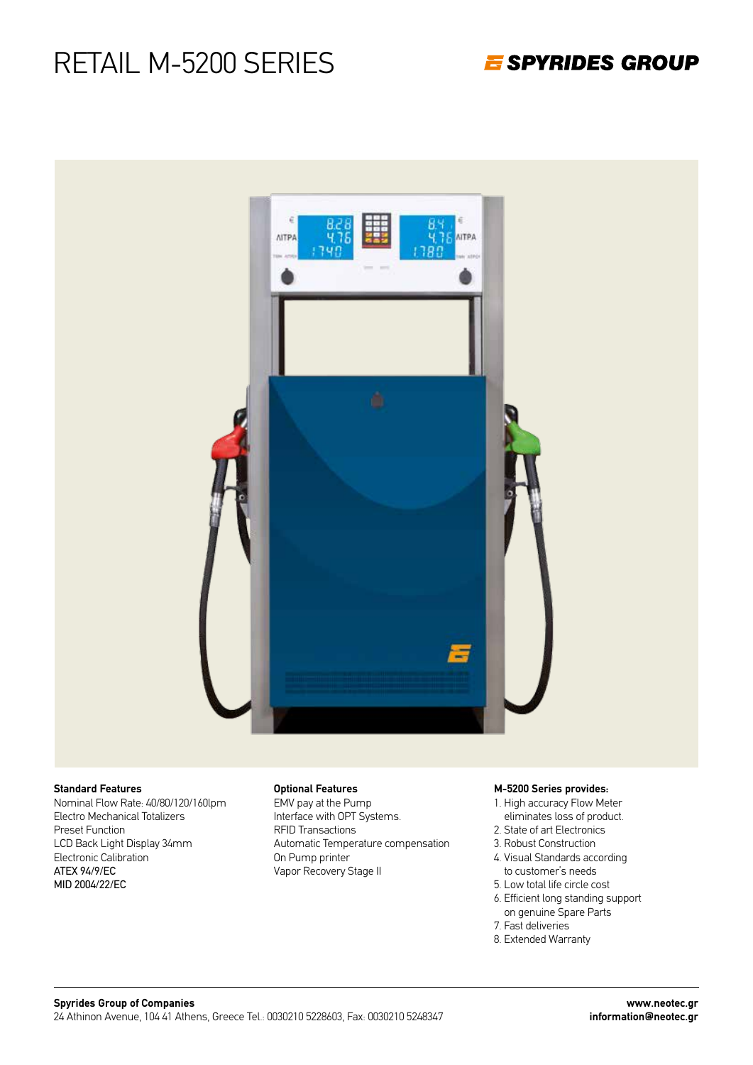# RETAIL M-5200 SERIES

**SPYRIDES GROUP**

**Standard Features**
Nominal Flow Rate: 40/80/120/160lpm
Electro Mechanical Totalizers
Preset Function
LCD Back Light Display 34mm
Electronic Calibration
ATEX 94/9/EC
MID 2004/22/EC

**Optional Features**
EMV pay at the Pump
Interface with OPT Systems.
RFID Transactions
Automatic Temperature compensation
On Pump printer
Vapor Recovery Stage II

**M-5200 Series provides:**
1. High accuracy Flow Meter eliminates loss of product.
2. State of art Electronics
3. Robust Construction
4. Visual Standards according to customer's needs
5. Low total life circle cost
6. Efficient long standing support on genuine Spare Parts
7. Fast deliveries
8. Extended Warranty

**Spyrides Group of Companies**
24 Athinon Avenue, 104 41 Athens, Greece Tel.: 0030210 5228603, Fax: 0030210 5248347

**www.neotec.gr**
**information@neotec.gr**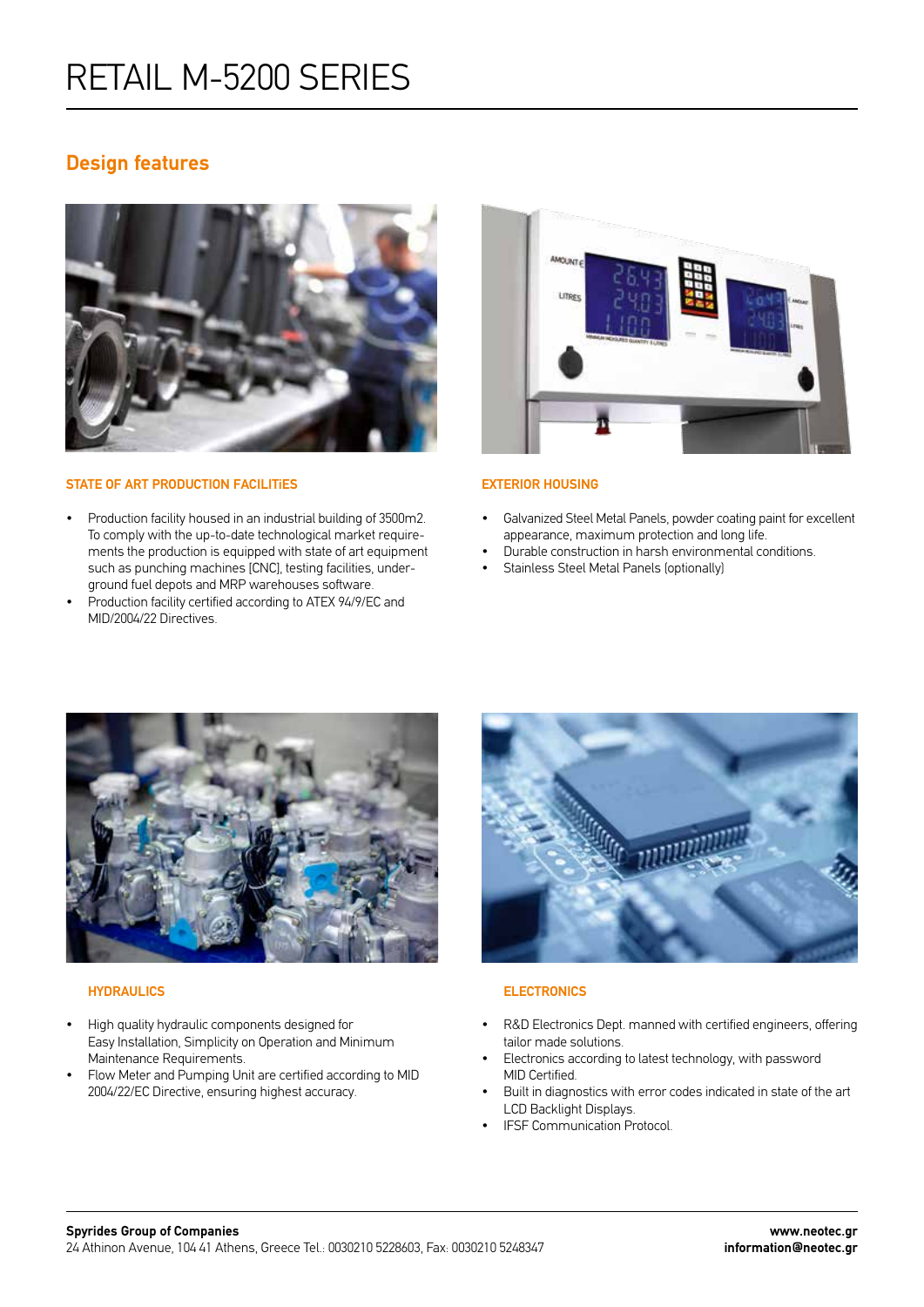# RETAIL M-5200 SERIES

## Design features

### STATE OF ART PRODUCTION FACILITiES

- Production facility housed in an industrial building of 3500m2. To comply with the up-to-date technological market requirements the production is equipped with state of art equipment such as punching machines [CNC], testing facilities, underground fuel depots and MRP warehouses software.
- Production facility certified according to ATEX 94/9/EC and MID/2004/22 Directives.

### EXTERIOR HOUSING

- Galvanized Steel Metal Panels, powder coating paint for excellent appearance, maximum protection and long life.
- Durable construction in harsh environmental conditions.
- Stainless Steel Metal Panels (optionally)

### HYDRAULICS

- High quality hydraulic components designed for Easy Installation, Simplicity on Operation and Minimum Maintenance Requirements.
- Flow Meter and Pumping Unit are certified according to MID 2004/22/EC Directive, ensuring highest accuracy.

### ELECTRONICS

- R&D Electronics Dept. manned with certified engineers, offering tailor made solutions.
- Electronics according to latest technology, with password MID Certified.
- Built in diagnostics with error codes indicated in state of the art LCD Backlight Displays.
- IFSF Communication Protocol.

**Spyrides Group of Companies**
24 Athinon Avenue, 104 41 Athens, Greece Tel.: 0030210 5228603, Fax: 0030210 5248347

**www.neotec.gr**
**information@neotec.gr**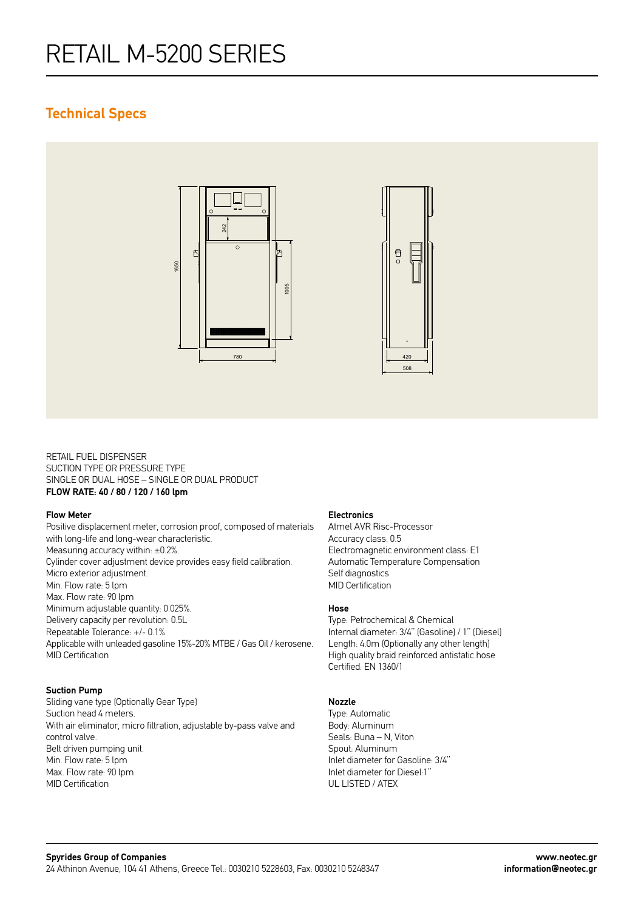# RETAIL M-5200 SERIES

## Technical Specs

RETAIL FUEL DISPENSER
SUCTION TYPE OR PRESSURE TYPE
SINGLE OR DUAL HOSE – SINGLE OR DUAL PRODUCT
**FLOW RATE: 40 / 80 / 120 / 160 lpm**

**Flow Meter**
Positive displacement meter, corrosion proof, composed of materials with long-life and long-wear characteristic.
Measuring accuracy within: ±0.2%.
Cylinder cover adjustment device provides easy field calibration.
Micro exterior adjustment.
Min. Flow rate: 5 lpm
Max. Flow rate: 90 lpm
Minimum adjustable quantity: 0.025%.
Delivery capacity per revolution: 0.5L
Repeatable Tolerance: +/- 0.1%
Applicable with unleaded gasoline 15%-20% MTBE / Gas Oil / kerosene.
MID Certification

**Suction Pump**
Sliding vane type (Optionally Gear Type)
Suction head 4 meters.
With air eliminator, micro filtration, adjustable by-pass valve and control valve.
Belt driven pumping unit.
Min. Flow rate: 5 lpm
Max. Flow rate: 90 lpm
MID Certification

**Electronics**
Atmel AVR Risc-Processor
Accuracy class: 0.5
Electromagnetic environment class: E1
Automatic Temperature Compensation
Self diagnostics
MID Certification

**Hose**
Type: Petrochemical & Chemical
Internal diameter: 3/4" (Gasoline) / 1" (Diesel)
Length: 4.0m (Optionally any other length)
High quality braid reinforced antistatic hose
Certified: EN 1360/1

**Nozzle**
Type: Automatic
Body: Aluminum
Seals: Buna – N, Viton
Spout: Aluminum
Inlet diameter for Gasoline: 3/4"
Inlet diameter for Diesel:1"
UL LISTED / ATEX

**Spyrides Group of Companies**
24 Athinon Avenue, 104 41 Athens, Greece Tel.: 0030210 5228603, Fax: 0030210 5248347

**www.neotec.gr**
**information@neotec.gr**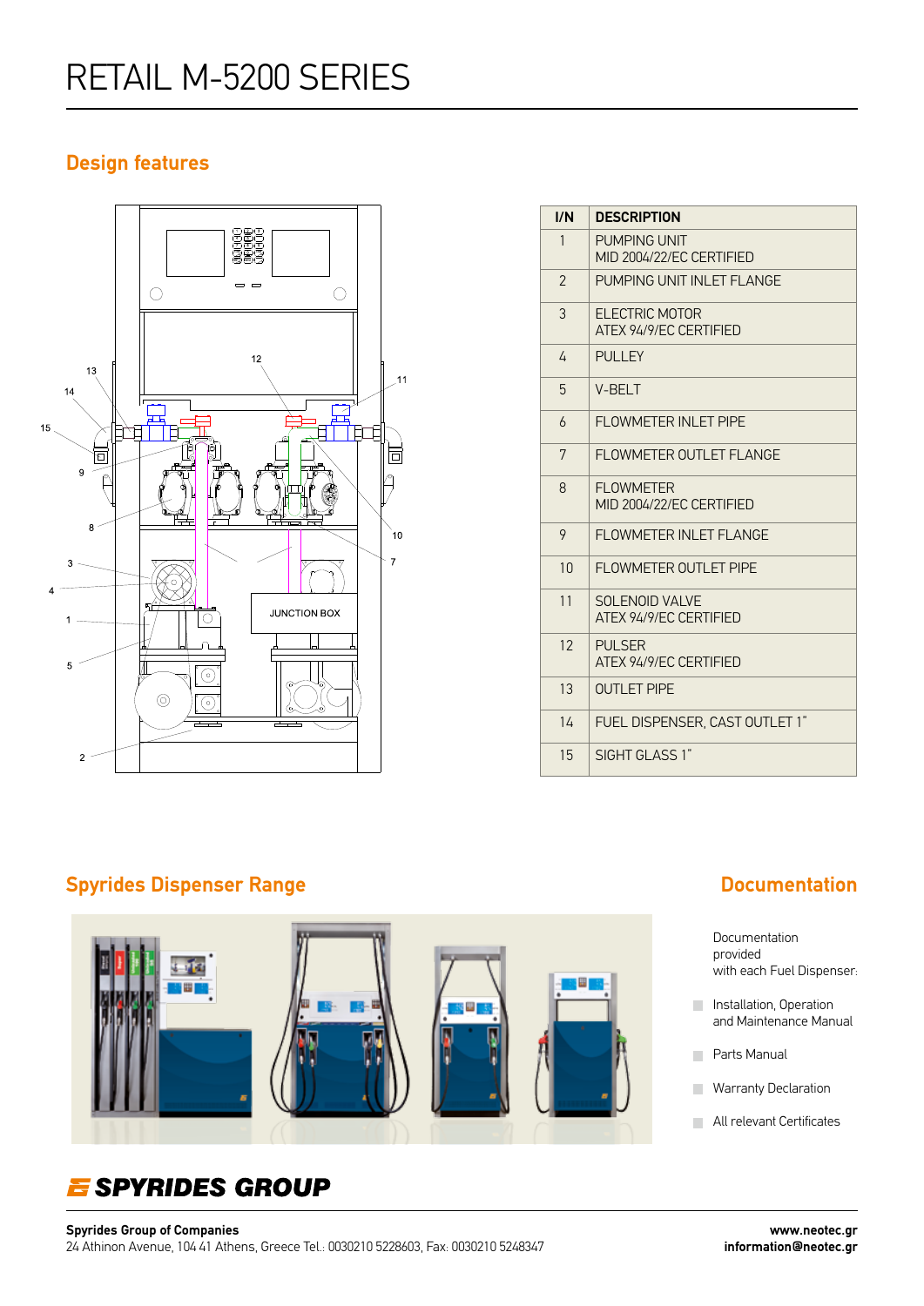# RETAIL M-5200 SERIES

## Design features

JUNCTION BOX

| I/N | DESCRIPTION |
|---|---|
| 1 | PUMPING UNIT<br>MID 2004/22/EC CERTIFIED |
| 2 | PUMPING UNIT INLET FLANGE |
| 3 | ELECTRIC MOTOR<br>ATEX 94/9/EC CERTIFIED |
| 4 | PULLEY |
| 5 | V-BELT |
| 6 | FLOWMETER INLET PIPE |
| 7 | FLOWMETER OUTLET FLANGE |
| 8 | FLOWMETER<br>MID 2004/22/EC CERTIFIED |
| 9 | FLOWMETER INLET FLANGE |
| 10 | FLOWMETER OUTLET PIPE |
| 11 | SOLENOID VALVE<br>ATEX 94/9/EC CERTIFIED |
| 12 | PULSER<br>ATEX 94/9/EC CERTIFIED |
| 13 | OUTLET PIPE |
| 14 | FUEL DISPENSER, CAST OUTLET 1" |
| 15 | SIGHT GLASS 1" |

## Spyrides Dispenser Range

## Documentation

Documentation provided with each Fuel Dispenser:

- Installation, Operation and Maintenance Manual
- Parts Manual
- Warranty Declaration
- All relevant Certificates

**SPYRIDES GROUP**

**Spyrides Group of Companies**
24 Athinon Avenue, 104 41 Athens, Greece Tel.: 0030210 5228603, Fax: 0030210 5248347

**www.neotec.gr**
**information@neotec.gr**